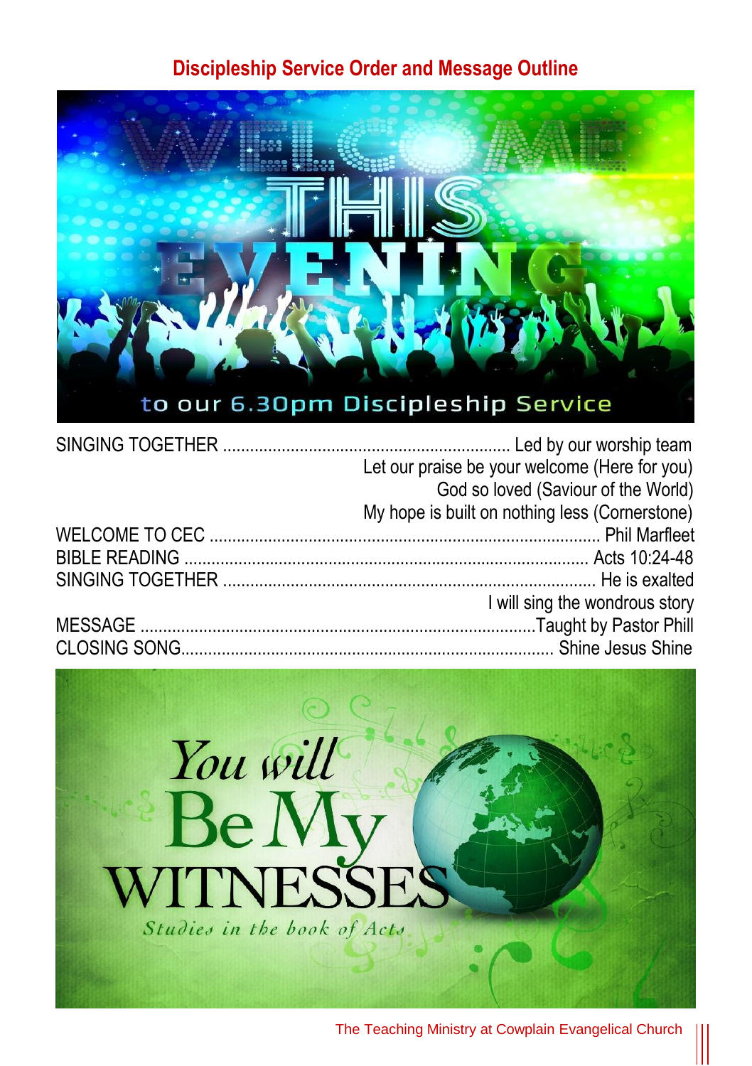## Discipleship Service Order and Message Outline

WELCOME THIS EVENING

to our 6.30pm Discipleship Service

SINGING TOGETHER ............................................................ Led by our worship team
Let our praise be your welcome (Here for you)
God so loved (Saviour of the World)
My hope is built on nothing less (Cornerstone)

WELCOME TO CEC ..................................................................................... Phil Marfleet

BIBLE READING ......................................................................................... Acts 10:24-48

SINGING TOGETHER ................................................................................ He is exalted
I will sing the wondrous story

MESSAGE .....................................................................................Taught by Pastor Phill

CLOSING SONG................................................................................ Shine Jesus Shine

You will Be My WITNESSES

*Studies in the book of Acts*

The Teaching Ministry at Cowplain Evangelical Church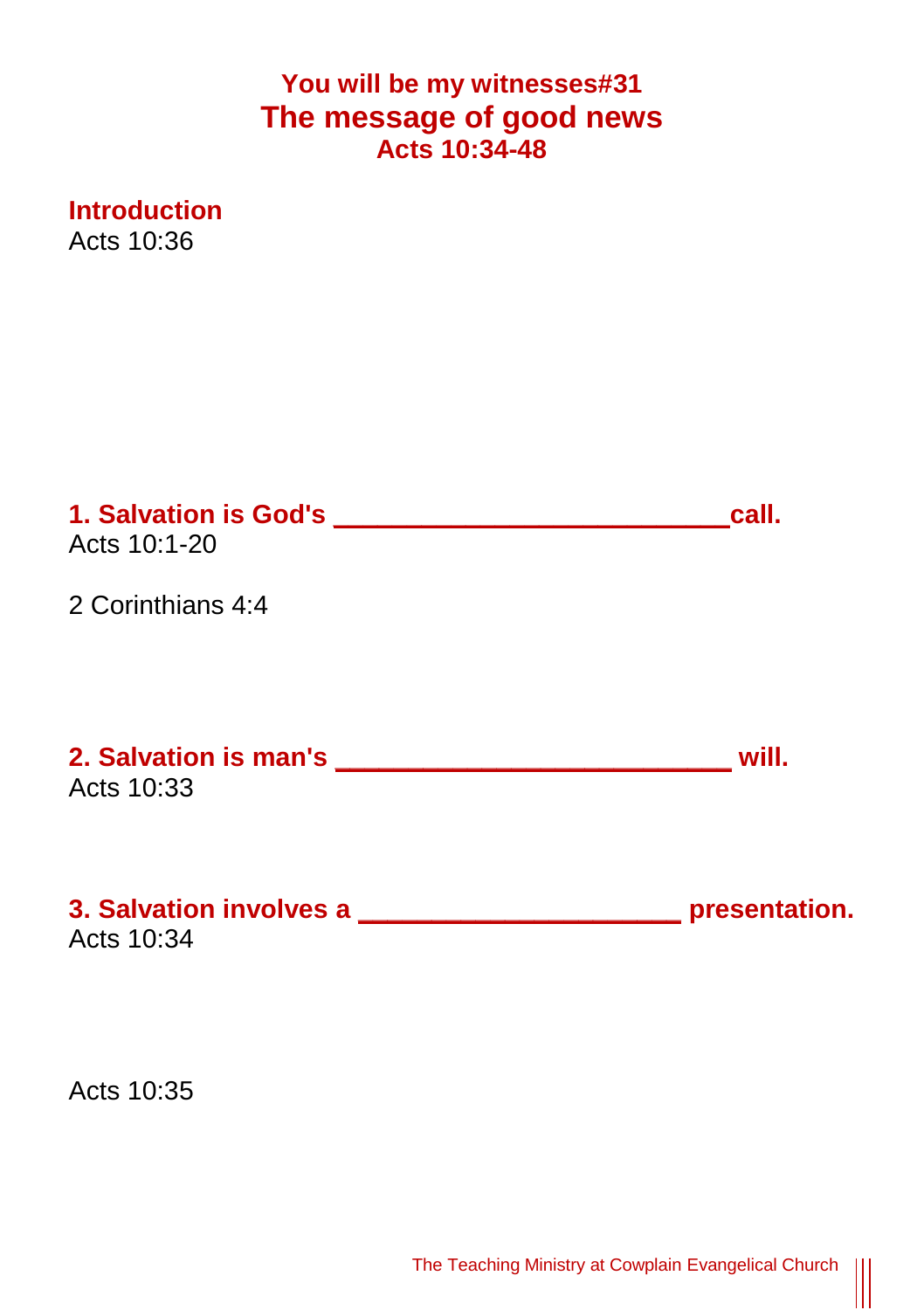## You will be my witnesses#31
# The message of good news
### Acts 10:34-48

## Introduction

Acts 10:36

## 1. Salvation is God's ___________________________call.

Acts 10:1-20

2 Corinthians 4:4

## 2. Salvation is man's ___________________________ will.

Acts 10:33

## 3. Salvation involves a ______________________ presentation.

Acts 10:34

Acts 10:35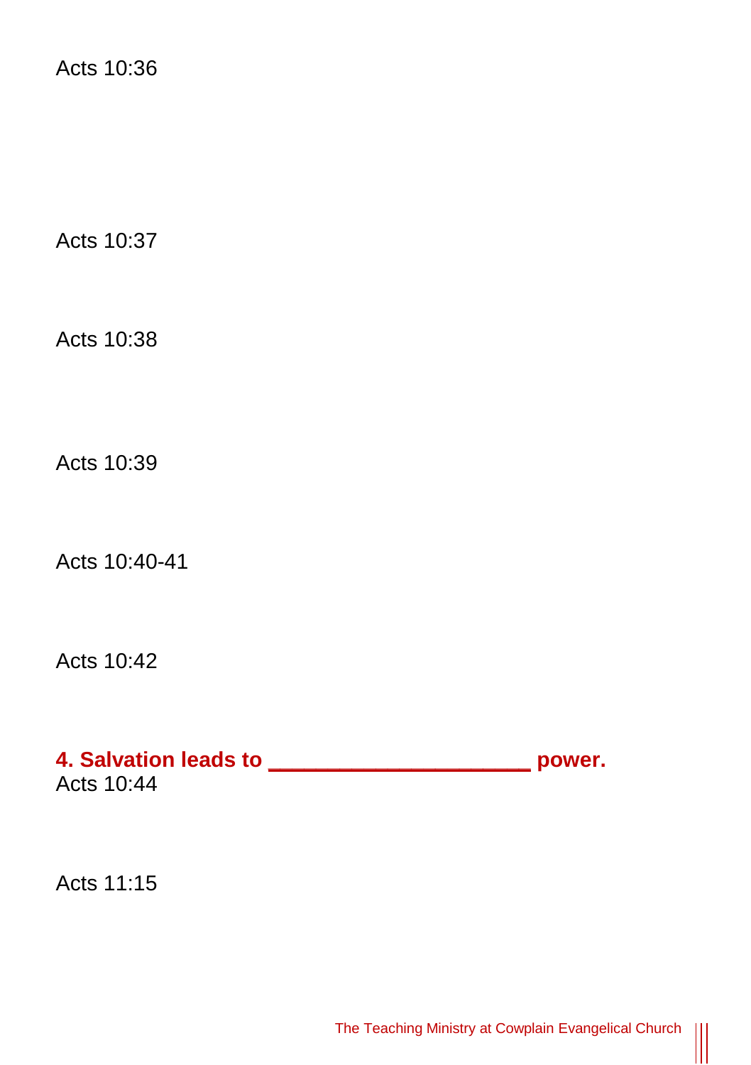Acts 10:36

Acts 10:37

Acts 10:38

Acts 10:39

Acts 10:40-41

Acts 10:42

**4. Salvation leads to ____________________ power.**

Acts 10:44

Acts 11:15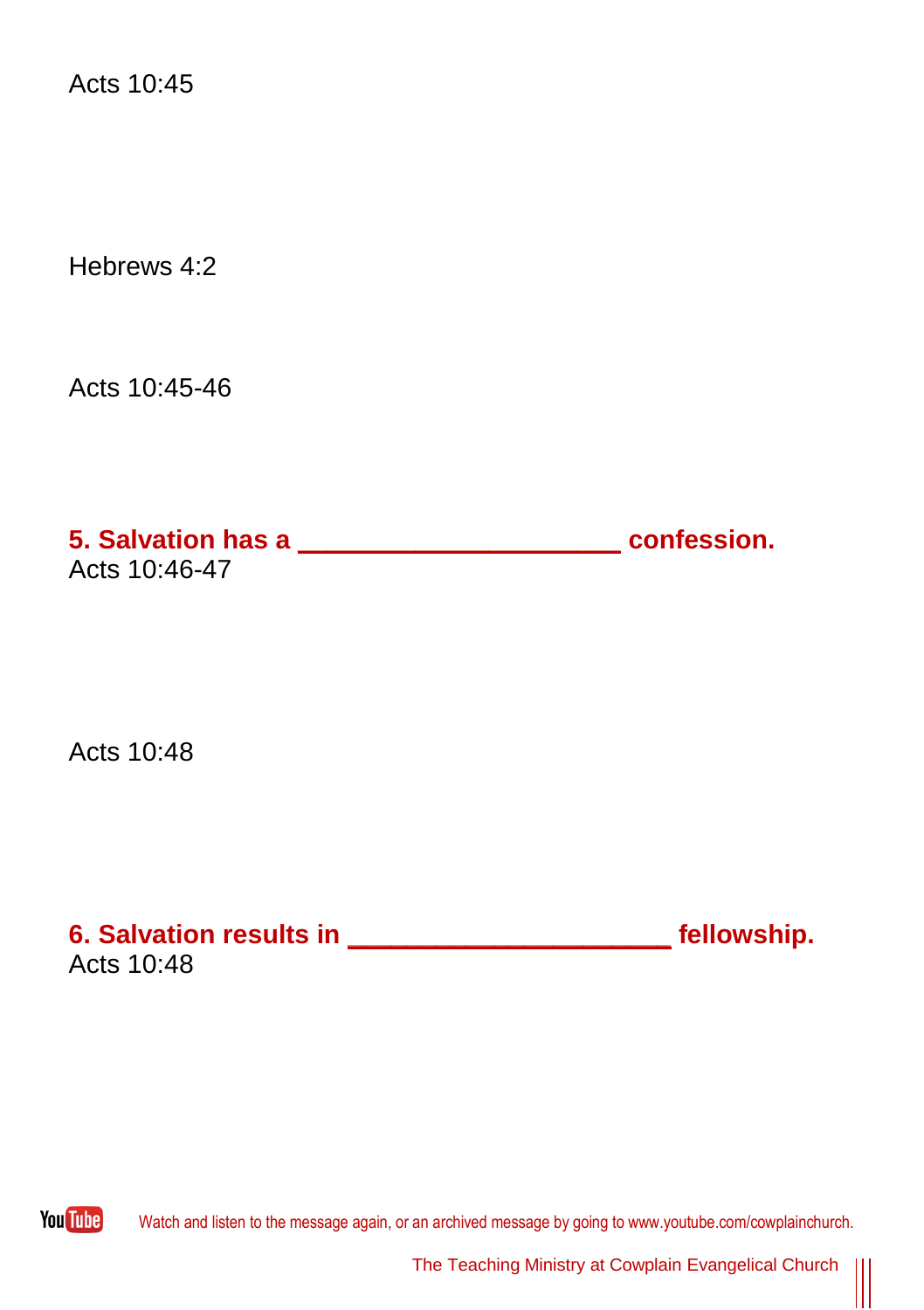Acts 10:45

Hebrews 4:2

Acts 10:45-46

**5. Salvation has a _____________________ confession.**
Acts 10:46-47

Acts 10:48

**6. Salvation results in _____________________ fellowship.**
Acts 10:48

Watch and listen to the message again, or an archived message by going to www.youtube.com/cowplainchurch.